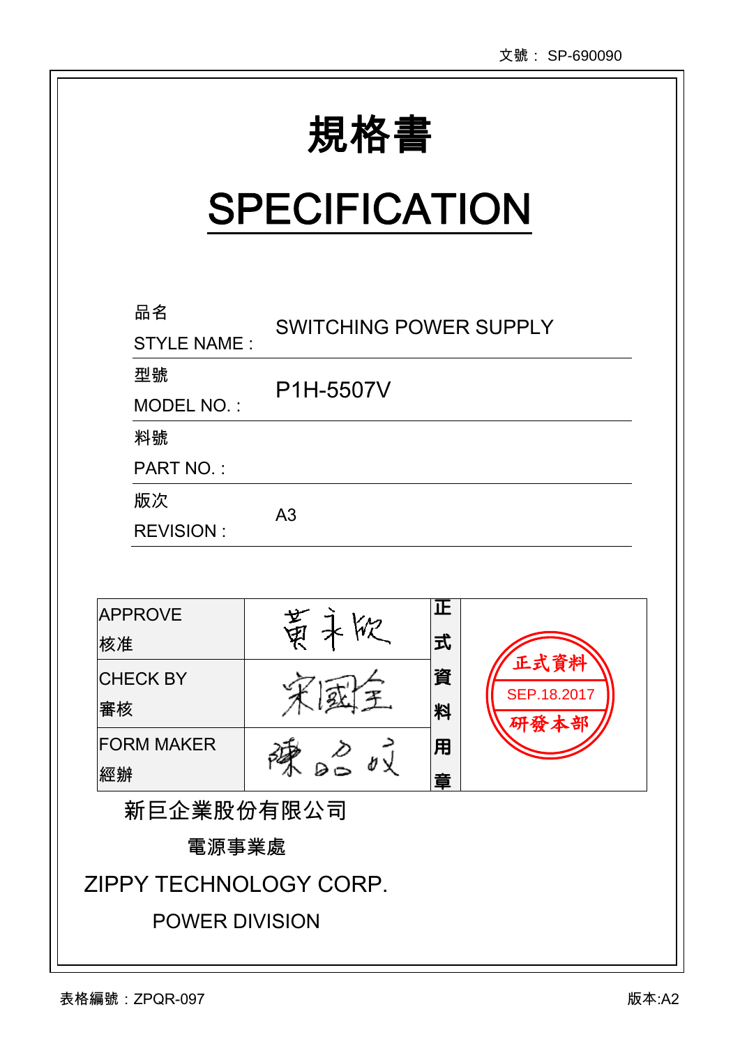文號： SP-690090

# 規格書

# SPECIFICATION

| | |
|---|---|
| 品名<br>STYLE NAME : | SWITCHING POWER SUPPLY |
| 型號<br>MODEL NO. : | P1H-5507V |
| 料號<br>PART NO. : | |
| 版次<br>REVISION : | A3 |

| | | | |
|---|---|---|---|
| APPROVE<br>核准 | 黃永欣 | 正式資料用章 | 正式資料<br>SEP.18.2017<br>研發本部 |
| CHECK BY<br>審核 | 宋國全 | | |
| FORM MAKER<br>經辦 | 陳品成 | | |

新巨企業股份有限公司

電源事業處

ZIPPY TECHNOLOGY CORP.

POWER DIVISION

表格編號：ZPQR-097

版本:A2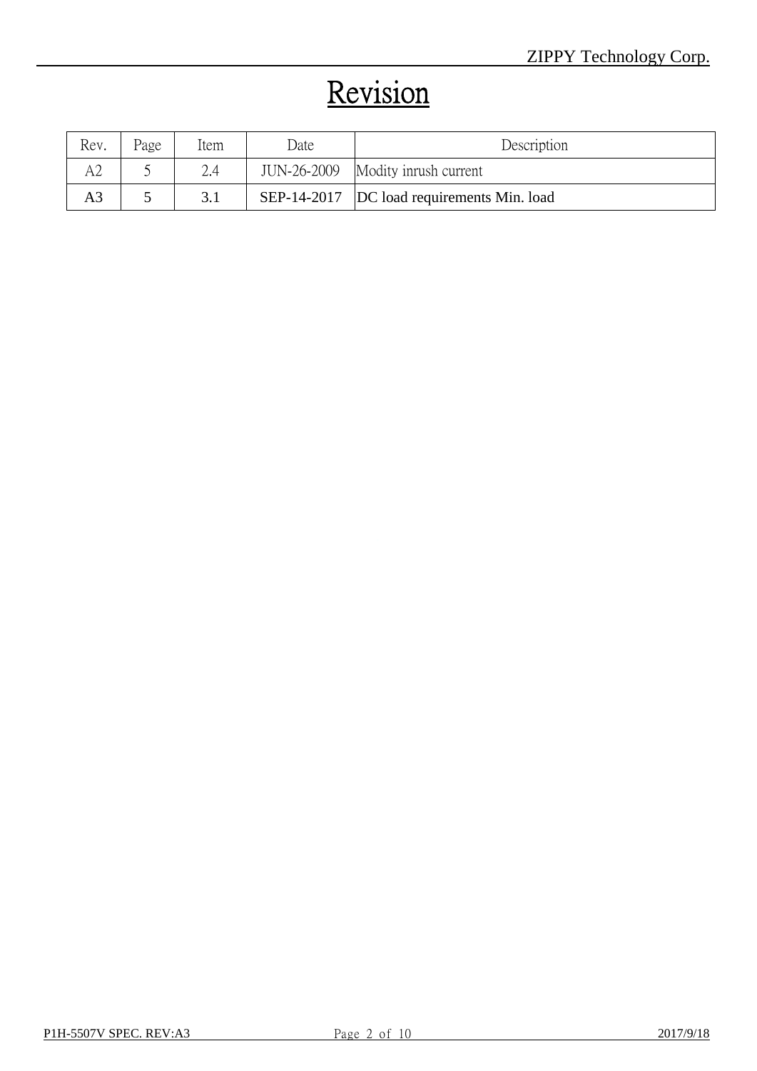# Revision

| Rev. | Page | Item | Date | Description |
|---|---|---|---|---|
| A2 | 5 | 2.4 | JUN-26-2009 | Modity inrush current |
| A3 | 5 | 3.1 | SEP-14-2017 | DC load requirements Min. load |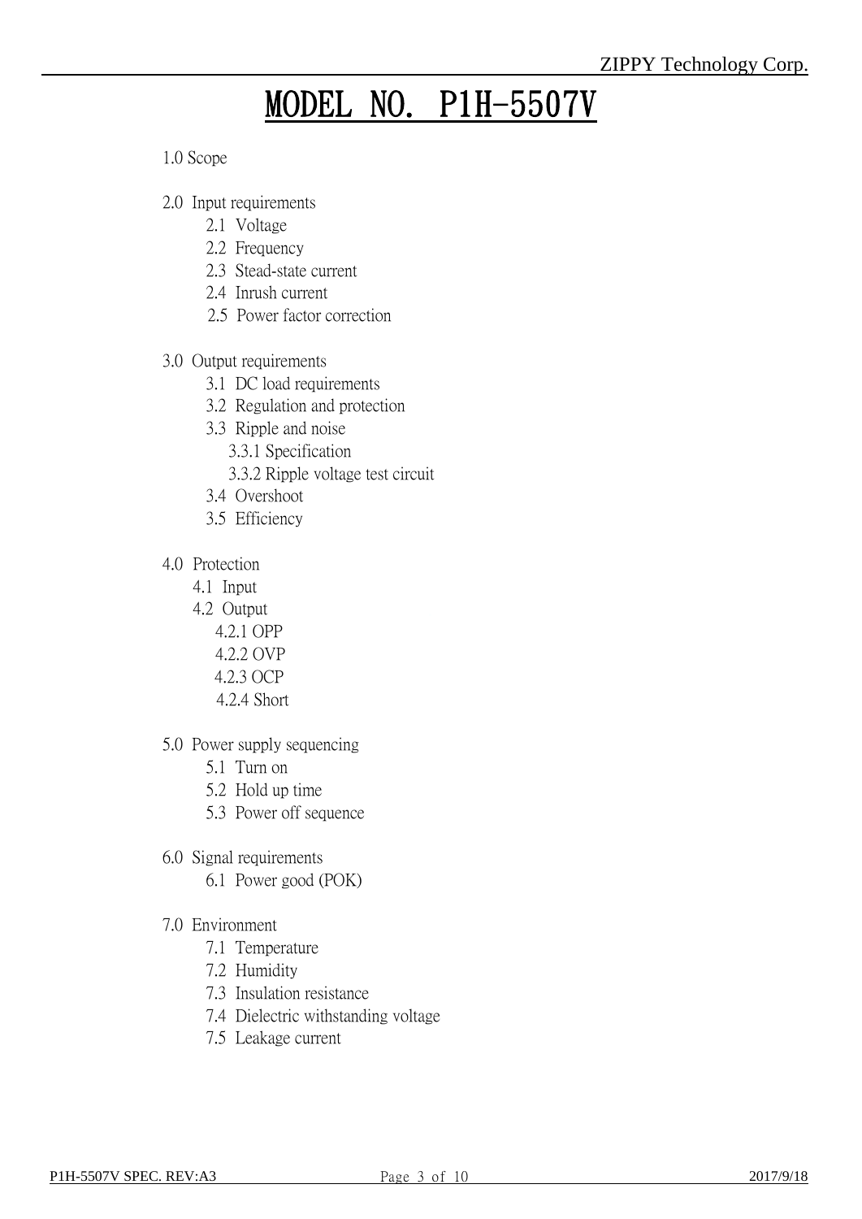# MODEL NO. P1H-5507V

1.0 Scope

2.0 Input requirements
- 2.1 Voltage
- 2.2 Frequency
- 2.3 Stead-state current
- 2.4 Inrush current
- 2.5 Power factor correction

3.0 Output requirements
- 3.1 DC load requirements
- 3.2 Regulation and protection
- 3.3 Ripple and noise
  - 3.3.1 Specification
  - 3.3.2 Ripple voltage test circuit
- 3.4 Overshoot
- 3.5 Efficiency

4.0 Protection
- 4.1 Input
- 4.2 Output
  - 4.2.1 OPP
  - 4.2.2 OVP
  - 4.2.3 OCP
  - 4.2.4 Short

5.0 Power supply sequencing
- 5.1 Turn on
- 5.2 Hold up time
- 5.3 Power off sequence

6.0 Signal requirements
- 6.1 Power good (POK)

7.0 Environment
- 7.1 Temperature
- 7.2 Humidity
- 7.3 Insulation resistance
- 7.4 Dielectric withstanding voltage
- 7.5 Leakage current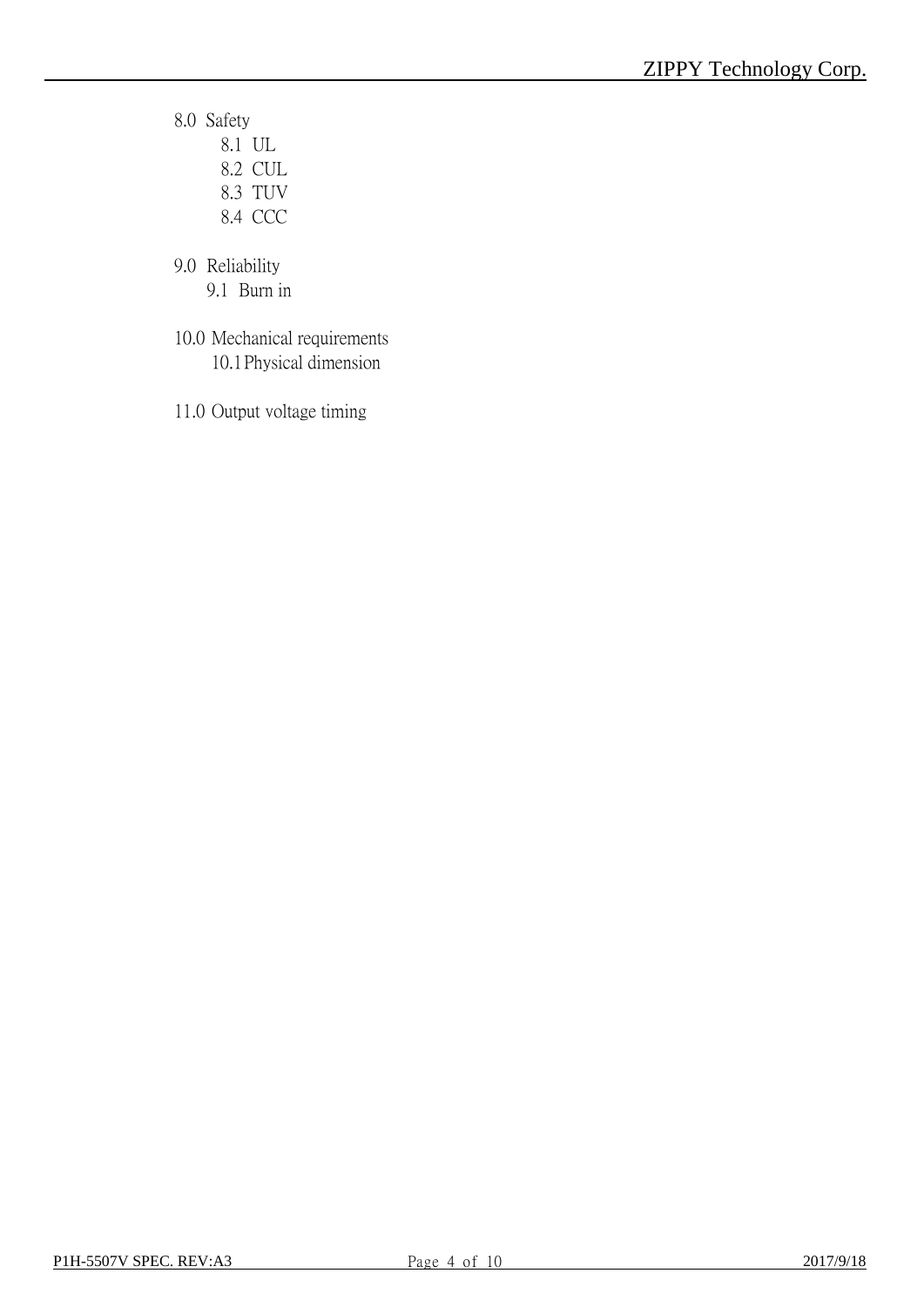8.0 Safety

- 8.1 UL
- 8.2 CUL
- 8.3 TUV
- 8.4 CCC

9.0 Reliability

- 9.1 Burn in

10.0 Mechanical requirements

- 10.1 Physical dimension

11.0 Output voltage timing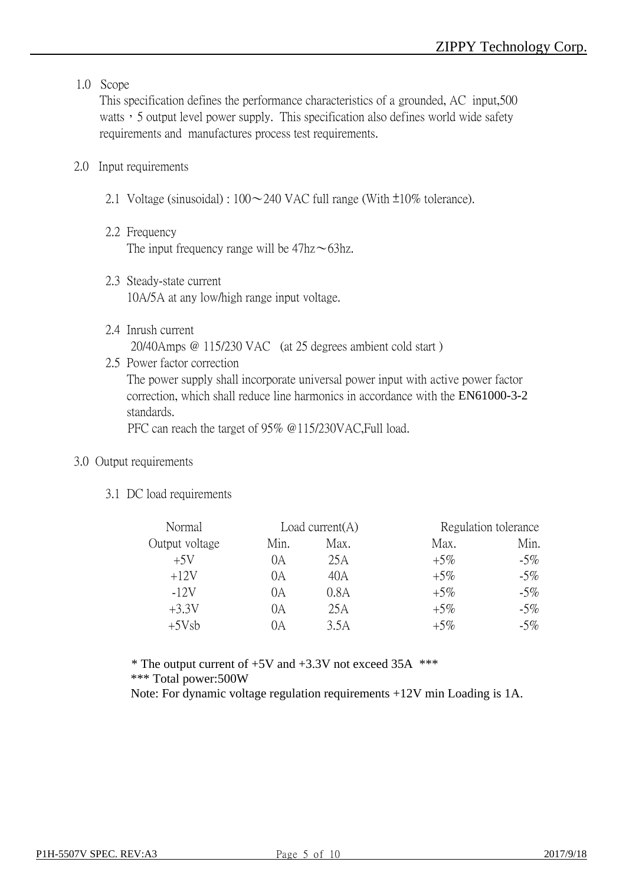## 1.0 Scope

This specification defines the performance characteristics of a grounded, AC input,500 watts，5 output level power supply. This specification also defines world wide safety requirements and manufactures process test requirements.

## 2.0 Input requirements

### 2.1 Voltage (sinusoidal) : 100～240 VAC full range (With ±10% tolerance).

### 2.2 Frequency

The input frequency range will be 47hz～63hz.

### 2.3 Steady-state current

10A/5A at any low/high range input voltage.

### 2.4 Inrush current

20/40Amps @ 115/230 VAC (at 25 degrees ambient cold start )

### 2.5 Power factor correction

The power supply shall incorporate universal power input with active power factor correction, which shall reduce line harmonics in accordance with the EN61000-3-2 standards.

PFC can reach the target of 95% @115/230VAC,Full load.

## 3.0 Output requirements

### 3.1 DC load requirements

| Normal | Load current(A) | | Regulation tolerance | |
|---|---|---|---|---|
| Output voltage | Min. | Max. | Max. | Min. |
| +5V | 0A | 25A | +5% | -5% |
| +12V | 0A | 40A | +5% | -5% |
| -12V | 0A | 0.8A | +5% | -5% |
| +3.3V | 0A | 25A | +5% | -5% |
| +5Vsb | 0A | 3.5A | +5% | -5% |

* The output current of +5V and +3.3V not exceed 35A ***

*** Total power:500W

Note: For dynamic voltage regulation requirements +12V min Loading is 1A.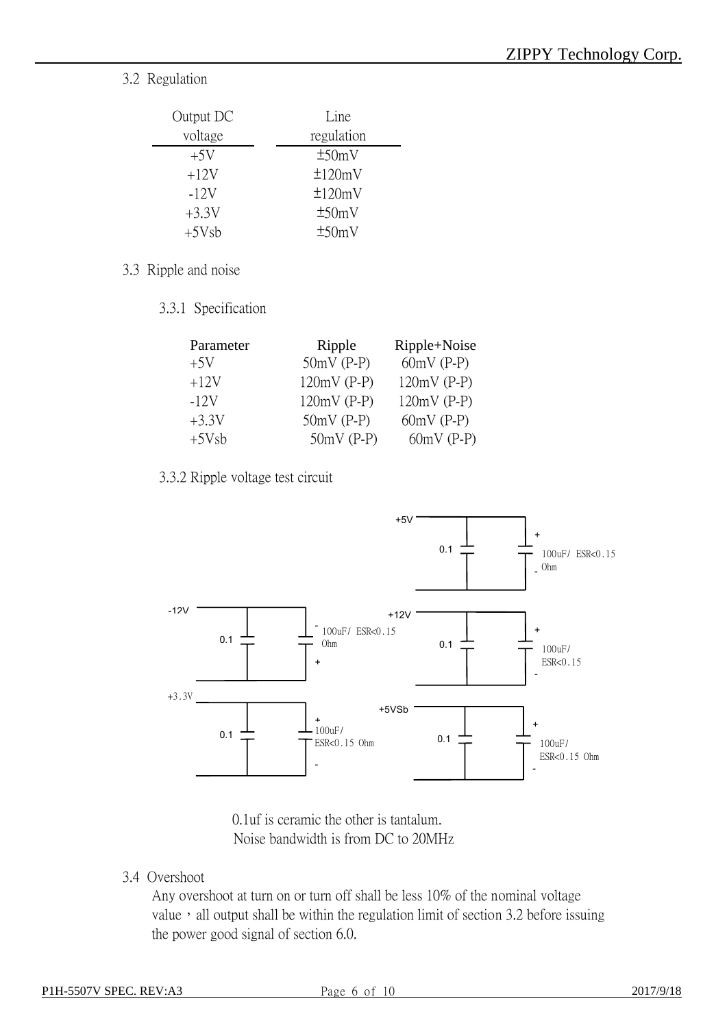3.2 Regulation

| Output DC voltage | Line regulation |
|---|---|
| +5V | ±50mV |
| +12V | ±120mV |
| -12V | ±120mV |
| +3.3V | ±50mV |
| +5Vsb | ±50mV |

3.3 Ripple and noise

3.3.1 Specification

| Parameter | Ripple | Ripple+Noise |
|---|---|---|
| +5V | 50mV (P-P) | 60mV (P-P) |
| +12V | 120mV (P-P) | 120mV (P-P) |
| -12V | 120mV (P-P) | 120mV (P-P) |
| +3.3V | 50mV (P-P) | 60mV (P-P) |
| +5Vsb | 50mV (P-P) | 60mV (P-P) |

3.3.2 Ripple voltage test circuit

+5V 0.1 + - 100uF/ ESR<0.15 Ohm

-12V 0.1 - + 100uF/ ESR<0.15 Ohm

+12V 0.1 + - 100uF/ ESR<0.15

+3.3V 0.1 + - 100uF/ ESR<0.15 Ohm

+5VSb 0.1 + - 100uF/ ESR<0.15 Ohm

0.1uf is ceramic the other is tantalum.
Noise bandwidth is from DC to 20MHz

3.4 Overshoot

Any overshoot at turn on or turn off shall be less 10% of the nominal voltage value，all output shall be within the regulation limit of section 3.2 before issuing the power good signal of section 6.0.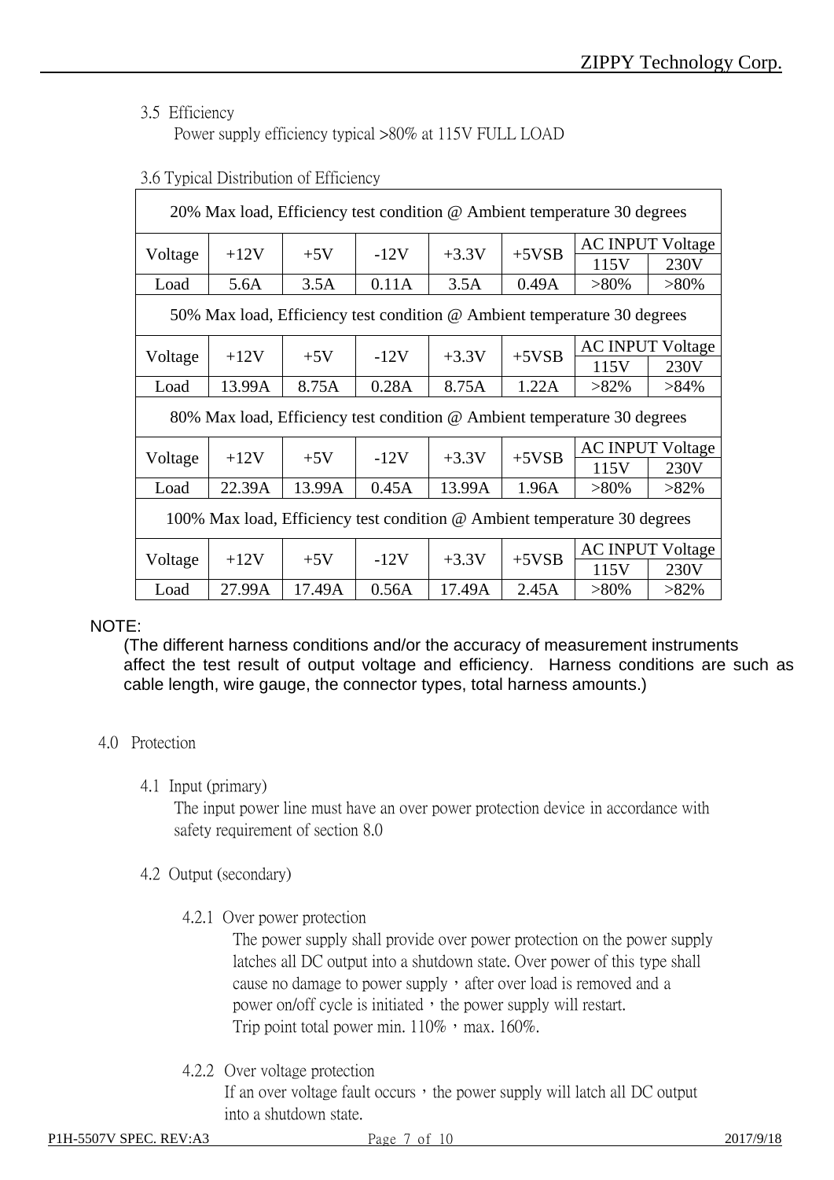### 3.5 Efficiency

Power supply efficiency typical >80% at 115V FULL LOAD

### 3.6 Typical Distribution of Efficiency

| 20% Max load, Efficiency test condition @ Ambient temperature 30 degrees | | | | | | | |
|---|---|---|---|---|---|---|---|
| Voltage | +12V | +5V | -12V | +3.3V | +5VSB | AC INPUT Voltage | |
| | | | | | | 115V | 230V |
| Load | 5.6A | 3.5A | 0.11A | 3.5A | 0.49A | >80% | >80% |
| **50% Max load, Efficiency test condition @ Ambient temperature 30 degrees** | | | | | | | |
| Voltage | +12V | +5V | -12V | +3.3V | +5VSB | AC INPUT Voltage | |
| | | | | | | 115V | 230V |
| Load | 13.99A | 8.75A | 0.28A | 8.75A | 1.22A | >82% | >84% |
| **80% Max load, Efficiency test condition @ Ambient temperature 30 degrees** | | | | | | | |
| Voltage | +12V | +5V | -12V | +3.3V | +5VSB | AC INPUT Voltage | |
| | | | | | | 115V | 230V |
| Load | 22.39A | 13.99A | 0.45A | 13.99A | 1.96A | >80% | >82% |
| **100% Max load, Efficiency test condition @ Ambient temperature 30 degrees** | | | | | | | |
| Voltage | +12V | +5V | -12V | +3.3V | +5VSB | AC INPUT Voltage | |
| | | | | | | 115V | 230V |
| Load | 27.99A | 17.49A | 0.56A | 17.49A | 2.45A | >80% | >82% |

NOTE:

(The different harness conditions and/or the accuracy of measurement instruments affect the test result of output voltage and efficiency. Harness conditions are such as cable length, wire gauge, the connector types, total harness amounts.)

## 4.0 Protection

### 4.1 Input (primary)

The input power line must have an over power protection device in accordance with safety requirement of section 8.0

### 4.2 Output (secondary)

#### 4.2.1 Over power protection

The power supply shall provide over power protection on the power supply latches all DC output into a shutdown state. Over power of this type shall cause no damage to power supply，after over load is removed and a power on/off cycle is initiated，the power supply will restart.
Trip point total power min. 110%，max. 160%.

#### 4.2.2 Over voltage protection

If an over voltage fault occurs，the power supply will latch all DC output into a shutdown state.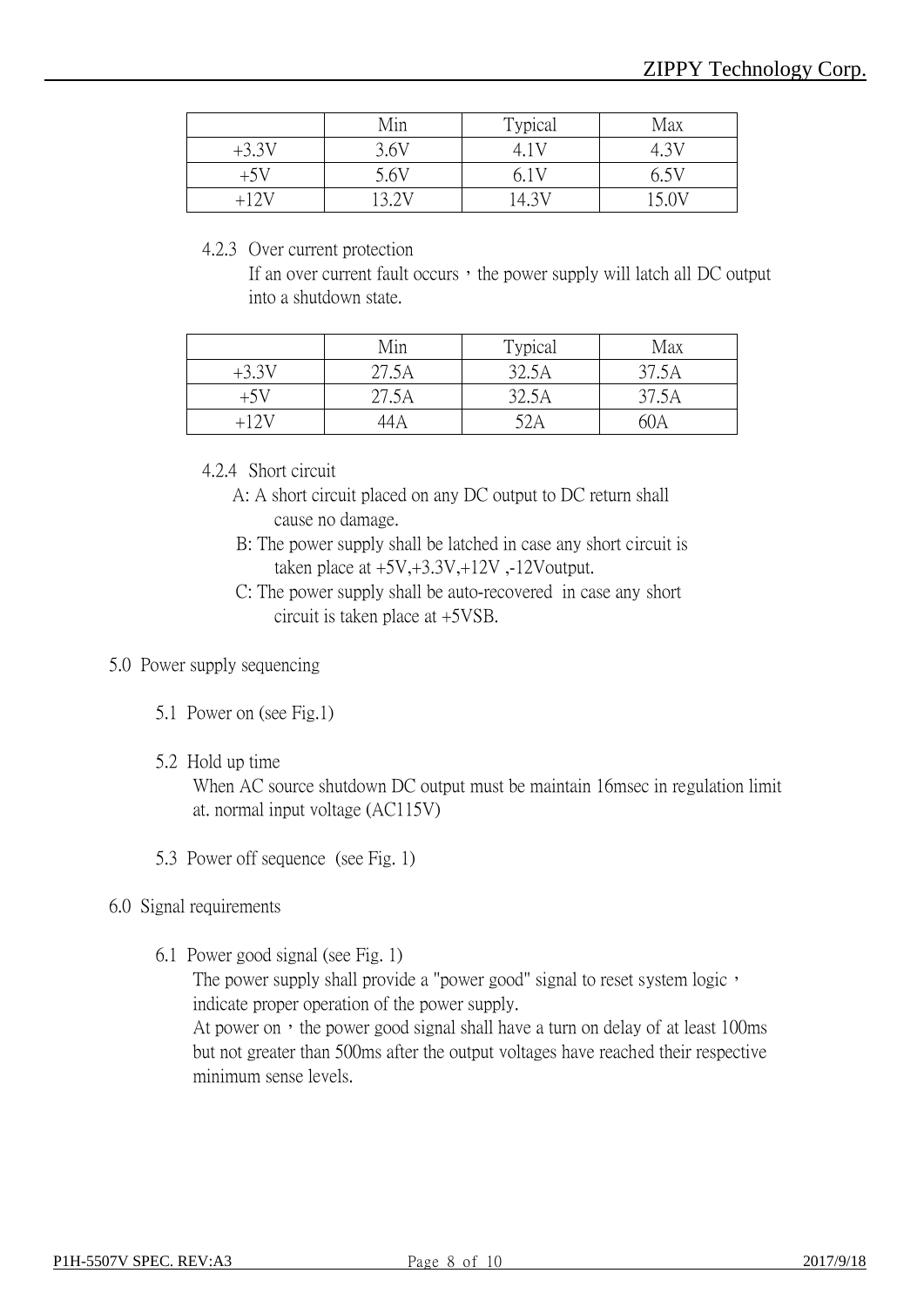| | Min | Typical | Max |
|---|---|---|---|
| +3.3V | 3.6V | 4.1V | 4.3V |
| +5V | 5.6V | 6.1V | 6.5V |
| +12V | 13.2V | 14.3V | 15.0V |

4.2.3 Over current protection

If an over current fault occurs，the power supply will latch all DC output into a shutdown state.

| | Min | Typical | Max |
|---|---|---|---|
| +3.3V | 27.5A | 32.5A | 37.5A |
| +5V | 27.5A | 32.5A | 37.5A |
| +12V | 44A | 52A | 60A |

4.2.4 Short circuit

A: A short circuit placed on any DC output to DC return shall cause no damage.

B: The power supply shall be latched in case any short circuit is taken place at +5V,+3.3V,+12V ,-12Voutput.

C: The power supply shall be auto-recovered in case any short circuit is taken place at +5VSB.

## 5.0 Power supply sequencing

5.1 Power on (see Fig.1)

5.2 Hold up time

When AC source shutdown DC output must be maintain 16msec in regulation limit at. normal input voltage (AC115V)

5.3 Power off sequence (see Fig. 1)

## 6.0 Signal requirements

6.1 Power good signal (see Fig. 1)

The power supply shall provide a "power good" signal to reset system logic，indicate proper operation of the power supply.

At power on，the power good signal shall have a turn on delay of at least 100ms but not greater than 500ms after the output voltages have reached their respective minimum sense levels.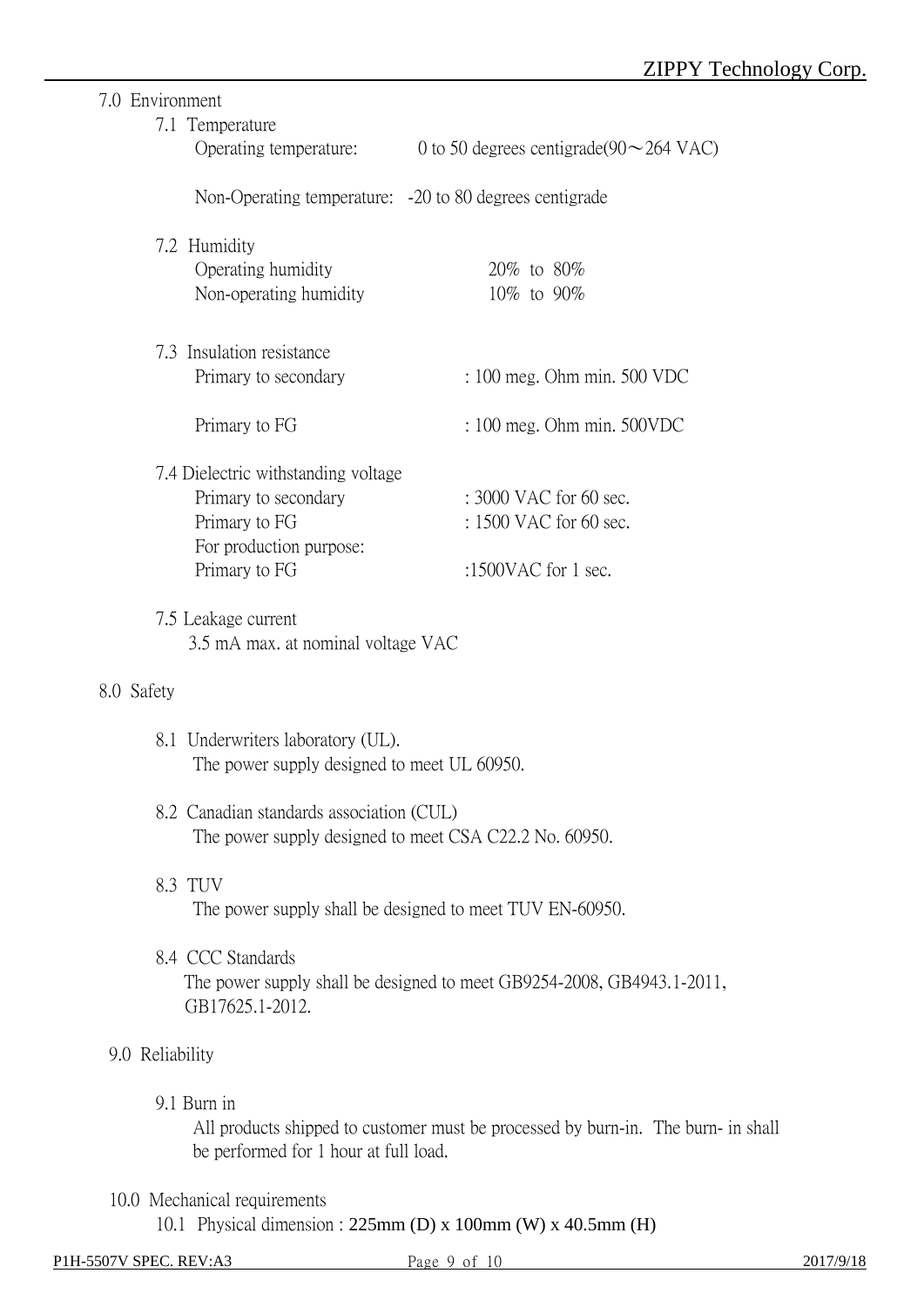## 7.0 Environment

### 7.1 Temperature

Operating temperature: 0 to 50 degrees centigrade(90～264 VAC)

Non-Operating temperature: -20 to 80 degrees centigrade

### 7.2 Humidity

Operating humidity 20% to 80%

Non-operating humidity 10% to 90%

### 7.3 Insulation resistance

Primary to secondary : 100 meg. Ohm min. 500 VDC

Primary to FG : 100 meg. Ohm min. 500VDC

### 7.4 Dielectric withstanding voltage

Primary to secondary : 3000 VAC for 60 sec.

Primary to FG : 1500 VAC for 60 sec.

For production purpose:

Primary to FG :1500VAC for 1 sec.

### 7.5 Leakage current

3.5 mA max. at nominal voltage VAC

## 8.0 Safety

### 8.1 Underwriters laboratory (UL).

The power supply designed to meet UL 60950.

### 8.2 Canadian standards association (CUL)

The power supply designed to meet CSA C22.2 No. 60950.

### 8.3 TUV

The power supply shall be designed to meet TUV EN-60950.

### 8.4 CCC Standards

The power supply shall be designed to meet GB9254-2008, GB4943.1-2011, GB17625.1-2012.

## 9.0 Reliability

### 9.1 Burn in

All products shipped to customer must be processed by burn-in. The burn- in shall be performed for 1 hour at full load.

## 10.0 Mechanical requirements

10.1 Physical dimension : 225mm (D) x 100mm (W) x 40.5mm (H)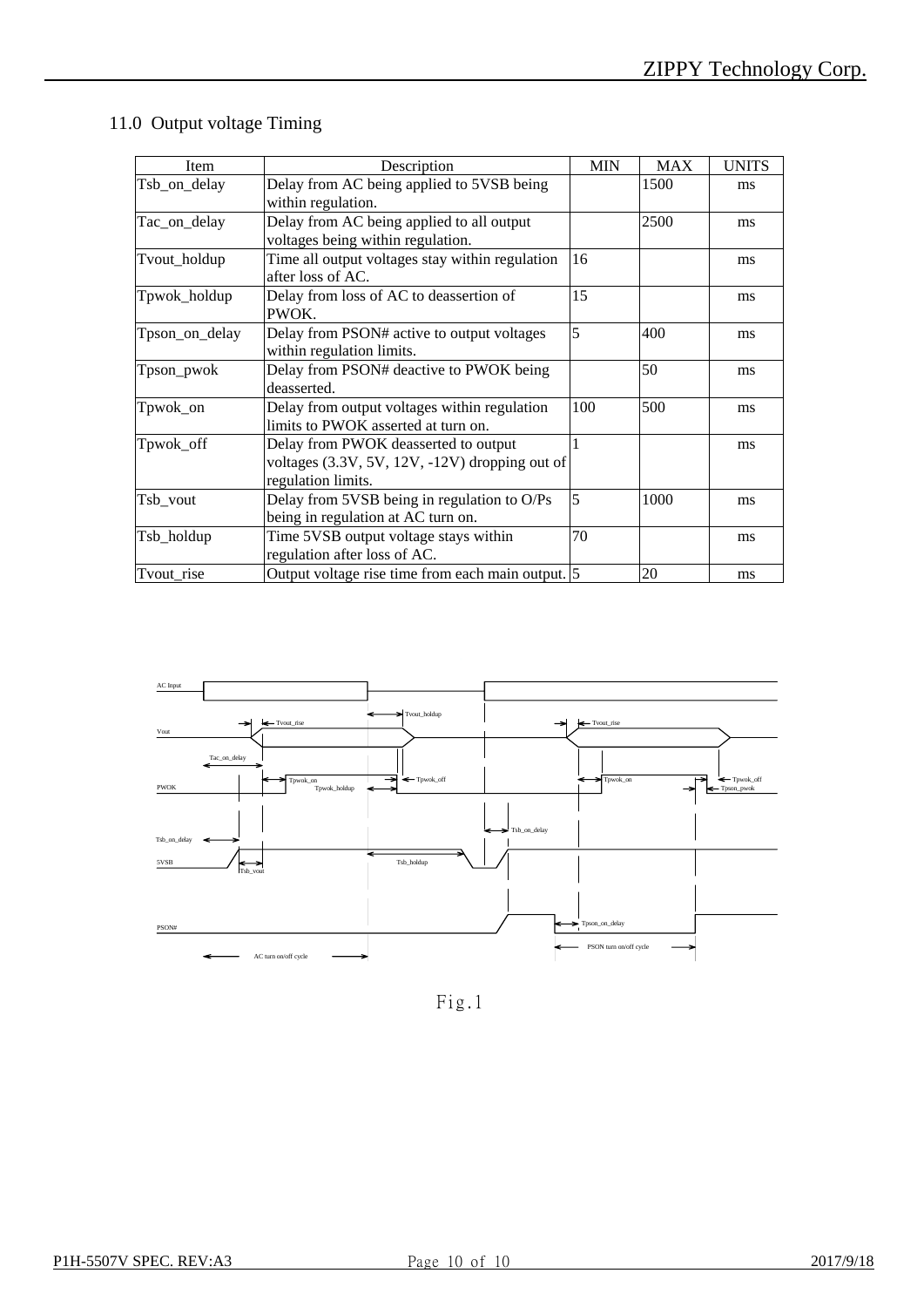## 11.0 Output voltage Timing

| Item | Description | MIN | MAX | UNITS |
| --- | --- | --- | --- | --- |
| Tsb_on_delay | Delay from AC being applied to 5VSB being within regulation. | | 1500 | ms |
| Tac_on_delay | Delay from AC being applied to all output voltages being within regulation. | | 2500 | ms |
| Tvout_holdup | Time all output voltages stay within regulation after loss of AC. | 16 | | ms |
| Tpwok_holdup | Delay from loss of AC to deassertion of PWOK. | 15 | | ms |
| Tpson_on_delay | Delay from PSON# active to output voltages within regulation limits. | 5 | 400 | ms |
| Tpson_pwok | Delay from PSON# deactive to PWOK being deasserted. | | 50 | ms |
| Tpwok_on | Delay from output voltages within regulation limits to PWOK asserted at turn on. | 100 | 500 | ms |
| Tpwok_off | Delay from PWOK deasserted to output voltages (3.3V, 5V, 12V, -12V) dropping out of regulation limits. | 1 | | ms |
| Tsb_vout | Delay from 5VSB being in regulation to O/Ps being in regulation at AC turn on. | 5 | 1000 | ms |
| Tsb_holdup | Time 5VSB output voltage stays within regulation after loss of AC. | 70 | | ms |
| Tvout_rise | Output voltage rise time from each main output. | 5 | 20 | ms |

AC Input
Vout
Tvout_holdup
Tvout_rise
Tvout_rise
Tac_on_delay
PWOK
Tpwok_on
Tpwok_holdup
Tpwok_off
Tpwok_on
Tpwok_off
Tpson_pwok
Tsb_on_delay
Tsb_on_delay
5VSB
Tsb_holdup
Tsb_vout
PSON#
Tpson_on_delay
PSON turn on/off cycle
AC turn on/off cycle

Fig.1